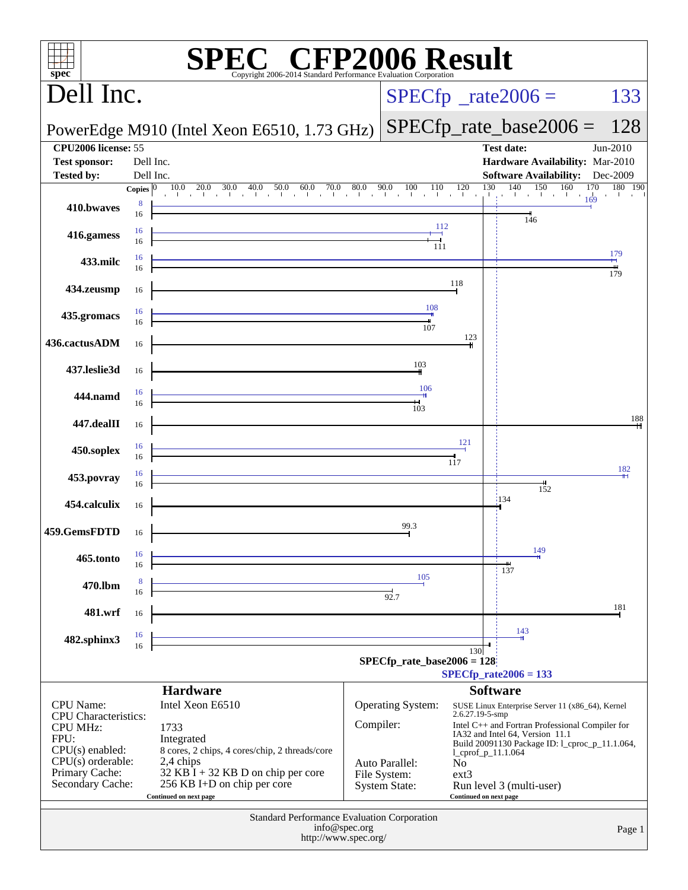# SPEC CFP2006 Result

Copyright 2006-2014 Standard Performance Evaluation Corporation

## Dell Inc.

PowerEdge M910 (Intel Xeon E6510, 1.73 GHz)

SPECfp_rate2006 = 133

SPECfp_rate_base2006 = 128

| | | | |
|---|---|---|---|
| **CPU2006 license:** 55 | | **Test date:** | Jun-2010 |
| **Test sponsor:** | Dell Inc. | **Hardware Availability:** | Mar-2010 |
| **Tested by:** | Dell Inc. | **Software Availability:** | Dec-2009 |

| Benchmark | Copies (peak) | Peak | Copies (base) | Base |
|---|---|---|---|---|
| 410.bwaves | 8 | 169 | 16 | 146 |
| 416.gamess | 16 | 112 | 16 | 111 |
| 433.milc | 16 | 179 | 16 | 179 |
| 434.zeusmp | | | 16 | 118 |
| 435.gromacs | 16 | 108 | 16 | 107 |
| 436.cactusADM | | | 16 | 123 |
| 437.leslie3d | | | 16 | 103 |
| 444.namd | 16 | 106 | 16 | 103 |
| 447.dealII | | | 16 | 188 |
| 450.soplex | 16 | 121 | 16 | 117 |
| 453.povray | 16 | 182 | 16 | 152 |
| 454.calculix | | | 16 | 134 |
| 459.GemsFDTD | | | 16 | 99.3 |
| 465.tonto | 16 | 149 | 16 | 137 |
| 470.lbm | 8 | 105 | 16 | 92.7 |
| 481.wrf | | | 16 | 181 |
| 482.sphinx3 | 16 | 143 | 16 | 130 |

SPECfp_rate_base2006 = 128

SPECfp_rate2006 = 133

### Hardware

| | |
|---|---|
| CPU Name: | Intel Xeon E6510 |
| CPU Characteristics: | |
| CPU MHz: | 1733 |
| FPU: | Integrated |
| CPU(s) enabled: | 8 cores, 2 chips, 4 cores/chip, 2 threads/core |
| CPU(s) orderable: | 2,4 chips |
| Primary Cache: | 32 KB I + 32 KB D on chip per core |
| Secondary Cache: | 256 KB I+D on chip per core |

Continued on next page

### Software

| | |
|---|---|
| Operating System: | SUSE Linux Enterprise Server 11 (x86_64), Kernel 2.6.27.19-5-smp |
| Compiler: | Intel C++ and Fortran Professional Compiler for IA32 and Intel 64, Version 11.1 Build 20091130 Package ID: l_cproc_p_11.1.064, l_cprof_p_11.1.064 |
| Auto Parallel: | No |
| File System: | ext3 |
| System State: | Run level 3 (multi-user) |

Continued on next page

Standard Performance Evaluation Corporation
info@spec.org
http://www.spec.org/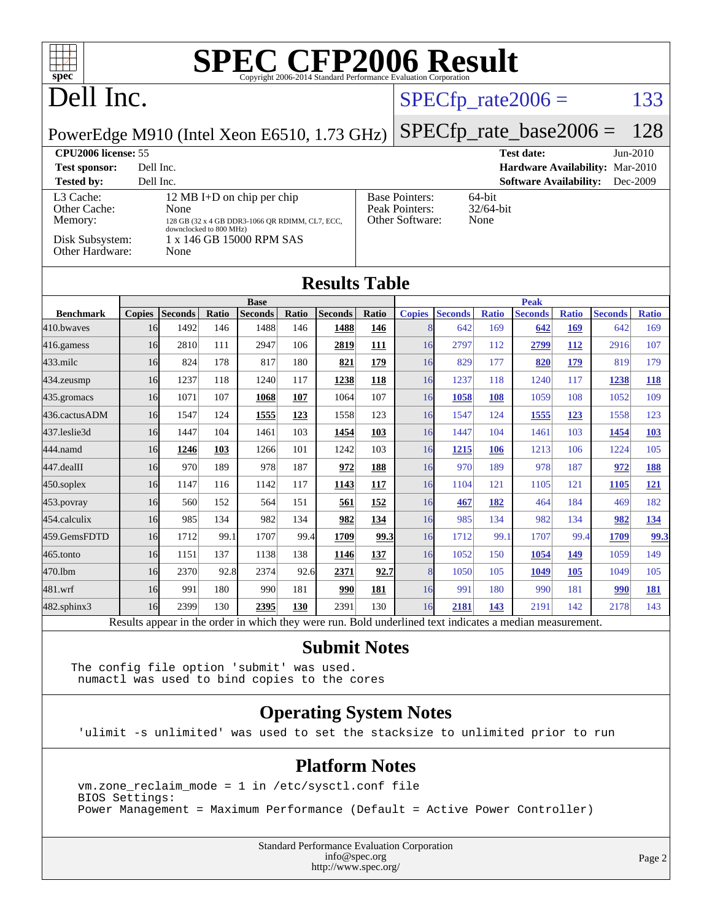# SPEC CFP2006 Result

Copyright 2006-2014 Standard Performance Evaluation Corporation

## Dell Inc.

PowerEdge M910 (Intel Xeon E6510, 1.73 GHz)

SPECfp_rate2006 = 133

SPECfp_rate_base2006 = 128

| | | | |
|---|---|---|---|
| **CPU2006 license:** 55 | | **Test date:** | Jun-2010 |
| **Test sponsor:** | Dell Inc. | **Hardware Availability:** | Mar-2010 |
| **Tested by:** | Dell Inc. | **Software Availability:** | Dec-2009 |

| | | | |
|---|---|---|---|
| L3 Cache: | 12 MB I+D on chip per chip | Base Pointers: | 64-bit |
| Other Cache: | None | Peak Pointers: | 32/64-bit |
| Memory: | 128 GB (32 x 4 GB DDR3-1066 QR RDIMM, CL7, ECC, downclocked to 800 MHz) | Other Software: | None |
| Disk Subsystem: | 1 x 146 GB 15000 RPM SAS | | |
| Other Hardware: | None | | |

## Results Table

| | Base | | | | | | | Peak | | | | | | |
|---|---|---|---|---|---|---|---|---|---|---|---|---|---|---|
| **Benchmark** | **Copies** | **Seconds** | **Ratio** | **Seconds** | **Ratio** | **Seconds** | **Ratio** | **Copies** | **Seconds** | **Ratio** | **Seconds** | **Ratio** | **Seconds** | **Ratio** |
| 410.bwaves | 16 | 1492 | 146 | 1488 | 146 | **1488** | **146** | 8 | 642 | 169 | **642** | **169** | 642 | 169 |
| 416.gamess | 16 | 2810 | 111 | 2947 | 106 | **2819** | **111** | 16 | 2797 | 112 | **2799** | **112** | 2916 | 107 |
| 433.milc | 16 | 824 | 178 | 817 | 180 | **821** | **179** | 16 | 829 | 177 | **820** | **179** | 819 | 179 |
| 434.zeusmp | 16 | 1237 | 118 | 1240 | 117 | **1238** | **118** | 16 | 1237 | 118 | 1240 | 117 | **1238** | **118** |
| 435.gromacs | 16 | 1071 | 107 | **1068** | **107** | 1064 | 107 | 16 | **1058** | **108** | 1059 | 108 | 1052 | 109 |
| 436.cactusADM | 16 | 1547 | 124 | **1555** | **123** | 1558 | 123 | 16 | 1547 | 124 | **1555** | **123** | 1558 | 123 |
| 437.leslie3d | 16 | 1447 | 104 | 1461 | 103 | **1454** | **103** | 16 | 1447 | 104 | 1461 | 103 | **1454** | **103** |
| 444.namd | 16 | **1246** | **103** | 1266 | 101 | 1242 | 103 | 16 | **1215** | **106** | 1213 | 106 | 1224 | 105 |
| 447.dealII | 16 | 970 | 189 | 978 | 187 | **972** | **188** | 16 | 970 | 189 | 978 | 187 | **972** | **188** |
| 450.soplex | 16 | 1147 | 116 | 1142 | 117 | **1143** | **117** | 16 | 1104 | 121 | 1105 | 121 | **1105** | **121** |
| 453.povray | 16 | 560 | 152 | 564 | 151 | **561** | **152** | 16 | **467** | **182** | 464 | 184 | 469 | 182 |
| 454.calculix | 16 | 985 | 134 | 982 | 134 | **982** | **134** | 16 | 985 | 134 | 982 | 134 | **982** | **134** |
| 459.GemsFDTD | 16 | 1712 | 99.1 | 1707 | 99.4 | **1709** | **99.3** | 16 | 1712 | 99.1 | 1707 | 99.4 | **1709** | **99.3** |
| 465.tonto | 16 | 1151 | 137 | 1138 | 138 | **1146** | **137** | 16 | 1052 | 150 | **1054** | **149** | 1059 | 149 |
| 470.lbm | 16 | 2370 | 92.8 | 2374 | 92.6 | **2371** | **92.7** | 8 | 1050 | 105 | **1049** | **105** | 1049 | 105 |
| 481.wrf | 16 | 991 | 180 | 990 | 181 | **990** | **181** | 16 | 991 | 180 | 990 | 181 | **990** | **181** |
| 482.sphinx3 | 16 | 2399 | 130 | **2395** | **130** | 2391 | 130 | 16 | **2181** | **143** | 2191 | 142 | 2178 | 143 |

Results appear in the order in which they were run. Bold underlined text indicates a median measurement.

## Submit Notes

```
The config file option 'submit' was used.
 numactl was used to bind copies to the cores
```

## Operating System Notes

```
'ulimit -s unlimited' was used to set the stacksize to unlimited prior to run
```

## Platform Notes

```
vm.zone_reclaim_mode = 1 in /etc/sysctl.conf file
BIOS Settings:
Power Management = Maximum Performance (Default = Active Power Controller)
```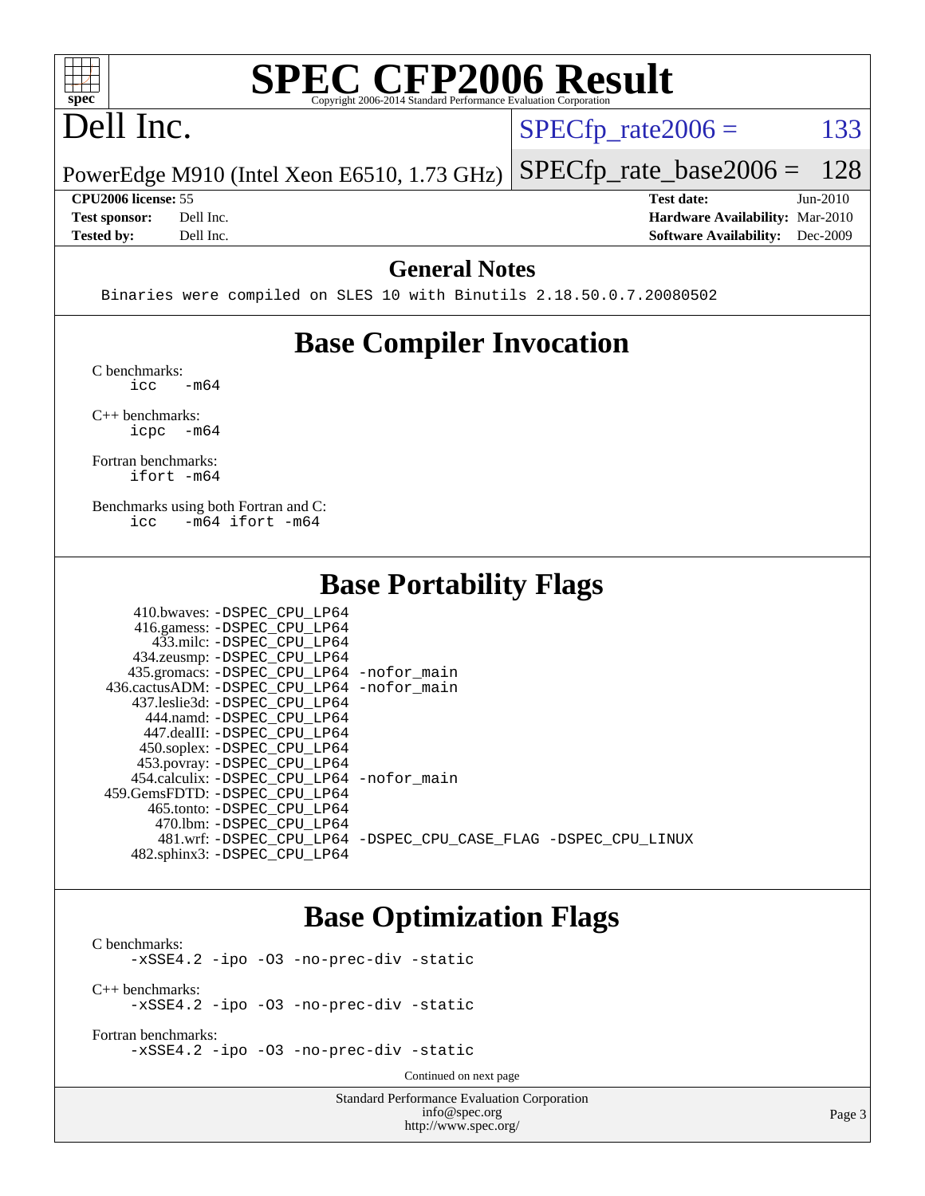# SPEC CFP2006 Result

Copyright 2006-2014 Standard Performance Evaluation Corporation

## Dell Inc.

PowerEdge M910 (Intel Xeon E6510, 1.73 GHz)

SPECfp_rate2006 = 133

SPECfp_rate_base2006 = 128

| | | | |
|---|---|---|---|
| **CPU2006 license:** 55 | | **Test date:** | Jun-2010 |
| **Test sponsor:** | Dell Inc. | **Hardware Availability:** | Mar-2010 |
| **Tested by:** | Dell Inc. | **Software Availability:** | Dec-2009 |

## General Notes

```
Binaries were compiled on SLES 10 with Binutils 2.18.50.0.7.20080502
```

## Base Compiler Invocation

C benchmarks:
```
icc   -m64
```

C++ benchmarks:
```
icpc  -m64
```

Fortran benchmarks:
```
ifort -m64
```

Benchmarks using both Fortran and C:
```
icc   -m64 ifort -m64
```

## Base Portability Flags

```
     410.bwaves: -DSPEC_CPU_LP64
     416.gamess: -DSPEC_CPU_LP64
       433.milc: -DSPEC_CPU_LP64
     434.zeusmp: -DSPEC_CPU_LP64
    435.gromacs: -DSPEC_CPU_LP64 -nofor_main
 436.cactusADM: -DSPEC_CPU_LP64 -nofor_main
   437.leslie3d: -DSPEC_CPU_LP64
       444.namd: -DSPEC_CPU_LP64
     447.dealII: -DSPEC_CPU_LP64
     450.soplex: -DSPEC_CPU_LP64
     453.povray: -DSPEC_CPU_LP64
   454.calculix: -DSPEC_CPU_LP64 -nofor_main
  459.GemsFDTD: -DSPEC_CPU_LP64
      465.tonto: -DSPEC_CPU_LP64
        470.lbm: -DSPEC_CPU_LP64
        481.wrf: -DSPEC_CPU_LP64 -DSPEC_CPU_CASE_FLAG -DSPEC_CPU_LINUX
    482.sphinx3: -DSPEC_CPU_LP64
```

## Base Optimization Flags

C benchmarks:
```
-xSSE4.2 -ipo -O3 -no-prec-div -static
```

C++ benchmarks:
```
-xSSE4.2 -ipo -O3 -no-prec-div -static
```

Fortran benchmarks:
```
-xSSE4.2 -ipo -O3 -no-prec-div -static
```

Continued on next page

Standard Performance Evaluation Corporation
info@spec.org
http://www.spec.org/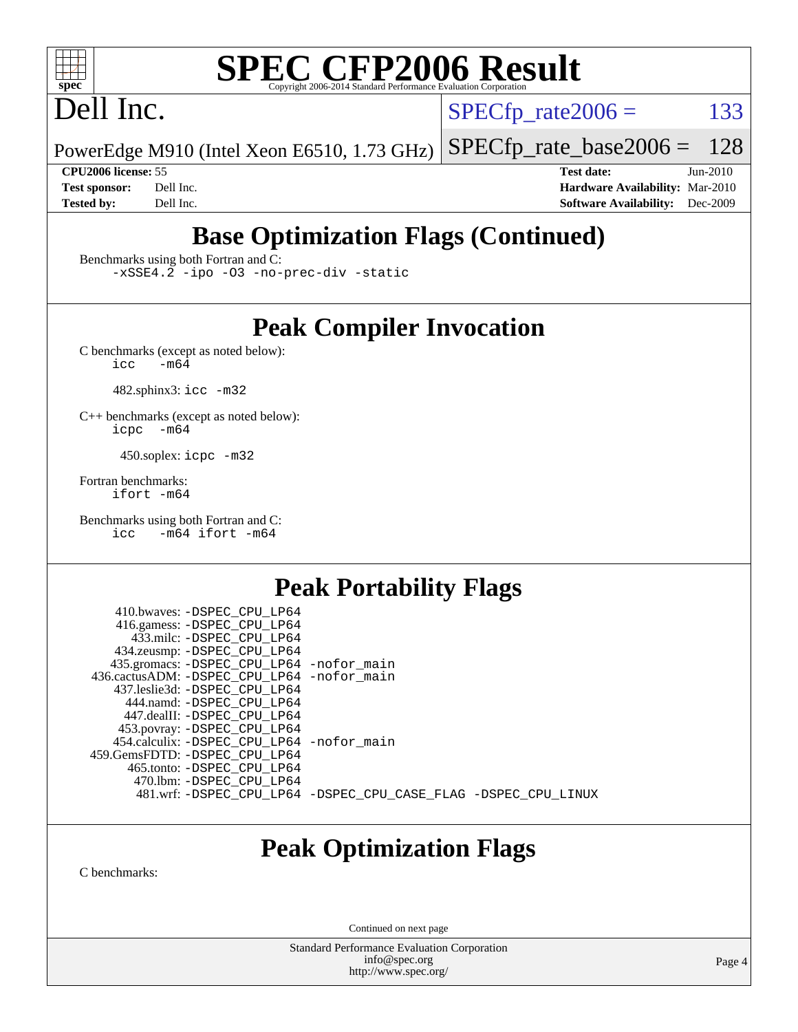# SPEC CFP2006 Result

Copyright 2006-2014 Standard Performance Evaluation Corporation

# Dell Inc.

PowerEdge M910 (Intel Xeon E6510, 1.73 GHz)

SPECfp_rate2006 = 133

SPECfp_rate_base2006 = 128

**CPU2006 license:** 55
**Test sponsor:** Dell Inc.
**Tested by:** Dell Inc.

**Test date:** Jun-2010
**Hardware Availability:** Mar-2010
**Software Availability:** Dec-2009

## Base Optimization Flags (Continued)

Benchmarks using both Fortran and C:

```
-xSSE4.2 -ipo -O3 -no-prec-div -static
```

## Peak Compiler Invocation

C benchmarks (except as noted below):

```
icc   -m64
```

482.sphinx3: `icc -m32`

C++ benchmarks (except as noted below):

```
icpc   -m64
```

450.soplex: `icpc -m32`

Fortran benchmarks:

```
ifort -m64
```

Benchmarks using both Fortran and C:

```
icc   -m64 ifort -m64
```

## Peak Portability Flags

```
   410.bwaves: -DSPEC_CPU_LP64
   416.gamess: -DSPEC_CPU_LP64
     433.milc: -DSPEC_CPU_LP64
   434.zeusmp: -DSPEC_CPU_LP64
  435.gromacs: -DSPEC_CPU_LP64 -nofor_main
436.cactusADM: -DSPEC_CPU_LP64 -nofor_main
  437.leslie3d: -DSPEC_CPU_LP64
     444.namd: -DSPEC_CPU_LP64
    447.dealII: -DSPEC_CPU_LP64
   453.povray: -DSPEC_CPU_LP64
  454.calculix: -DSPEC_CPU_LP64 -nofor_main
459.GemsFDTD: -DSPEC_CPU_LP64
    465.tonto: -DSPEC_CPU_LP64
      470.lbm: -DSPEC_CPU_LP64
      481.wrf: -DSPEC_CPU_LP64 -DSPEC_CPU_CASE_FLAG -DSPEC_CPU_LINUX
```

## Peak Optimization Flags

C benchmarks:

Continued on next page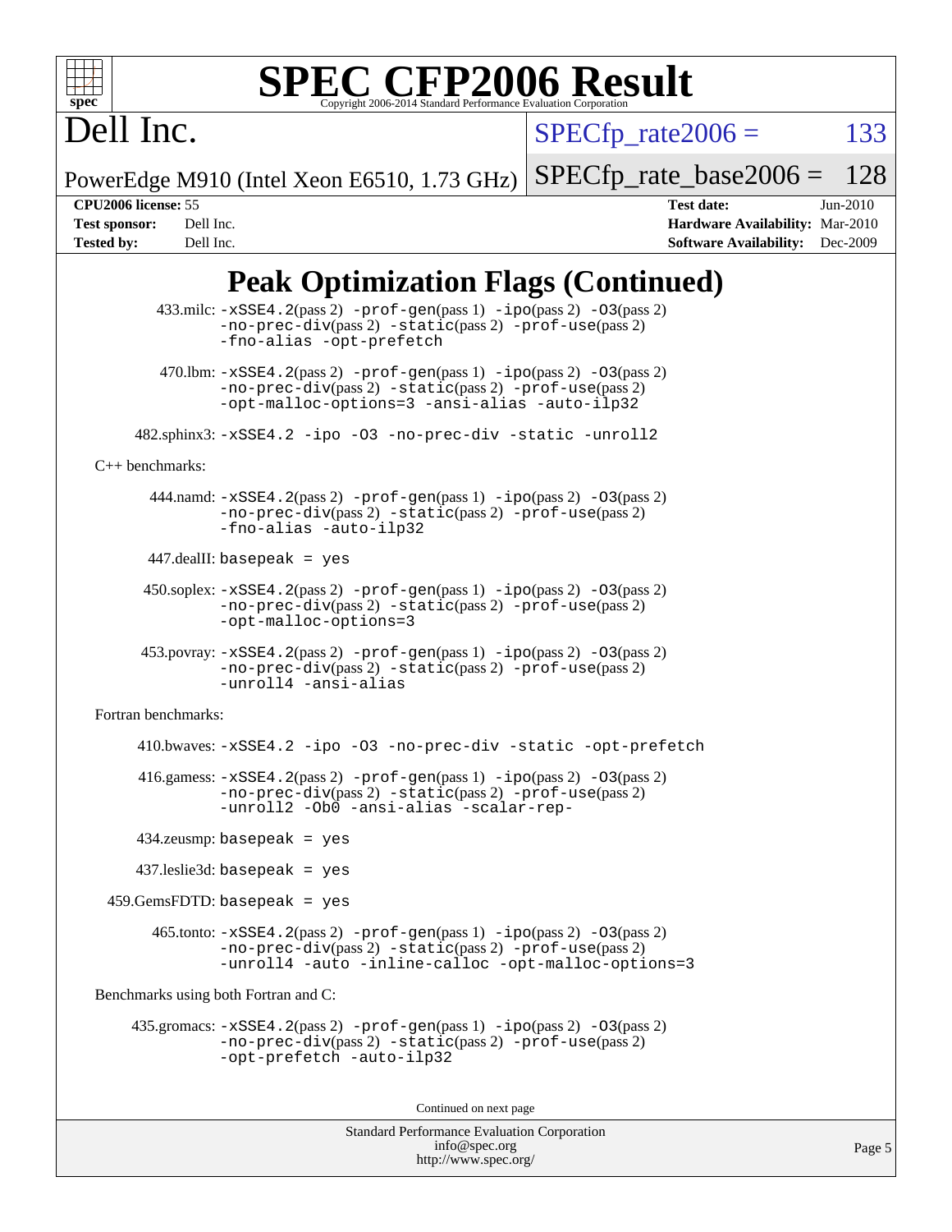# Dell Inc.

PowerEdge M910 (Intel Xeon E6510, 1.73 GHz)

SPECfp_rate2006 = 133

SPECfp_rate_base2006 = 128

**CPU2006 license:** 55
**Test sponsor:** Dell Inc.
**Tested by:** Dell Inc.

**Test date:** Jun-2010
**Hardware Availability:** Mar-2010
**Software Availability:** Dec-2009

## Peak Optimization Flags (Continued)

433.milc: -xSSE4.2(pass 2) -prof-gen(pass 1) -ipo(pass 2) -O3(pass 2) -no-prec-div(pass 2) -static(pass 2) -prof-use(pass 2) -fno-alias -opt-prefetch

470.lbm: -xSSE4.2(pass 2) -prof-gen(pass 1) -ipo(pass 2) -O3(pass 2) -no-prec-div(pass 2) -static(pass 2) -prof-use(pass 2) -opt-malloc-options=3 -ansi-alias -auto-ilp32

482.sphinx3: -xSSE4.2 -ipo -O3 -no-prec-div -static -unroll2

C++ benchmarks:

444.namd: -xSSE4.2(pass 2) -prof-gen(pass 1) -ipo(pass 2) -O3(pass 2) -no-prec-div(pass 2) -static(pass 2) -prof-use(pass 2) -fno-alias -auto-ilp32

447.dealII: basepeak = yes

450.soplex: -xSSE4.2(pass 2) -prof-gen(pass 1) -ipo(pass 2) -O3(pass 2) -no-prec-div(pass 2) -static(pass 2) -prof-use(pass 2) -opt-malloc-options=3

453.povray: -xSSE4.2(pass 2) -prof-gen(pass 1) -ipo(pass 2) -O3(pass 2) -no-prec-div(pass 2) -static(pass 2) -prof-use(pass 2) -unroll4 -ansi-alias

Fortran benchmarks:

410.bwaves: -xSSE4.2 -ipo -O3 -no-prec-div -static -opt-prefetch

416.gamess: -xSSE4.2(pass 2) -prof-gen(pass 1) -ipo(pass 2) -O3(pass 2) -no-prec-div(pass 2) -static(pass 2) -prof-use(pass 2) -unroll2 -Ob0 -ansi-alias -scalar-rep-

434.zeusmp: basepeak = yes

437.leslie3d: basepeak = yes

459.GemsFDTD: basepeak = yes

465.tonto: -xSSE4.2(pass 2) -prof-gen(pass 1) -ipo(pass 2) -O3(pass 2) -no-prec-div(pass 2) -static(pass 2) -prof-use(pass 2) -unroll4 -auto -inline-calloc -opt-malloc-options=3

Benchmarks using both Fortran and C:

435.gromacs: -xSSE4.2(pass 2) -prof-gen(pass 1) -ipo(pass 2) -O3(pass 2) -no-prec-div(pass 2) -static(pass 2) -prof-use(pass 2) -opt-prefetch -auto-ilp32

Continued on next page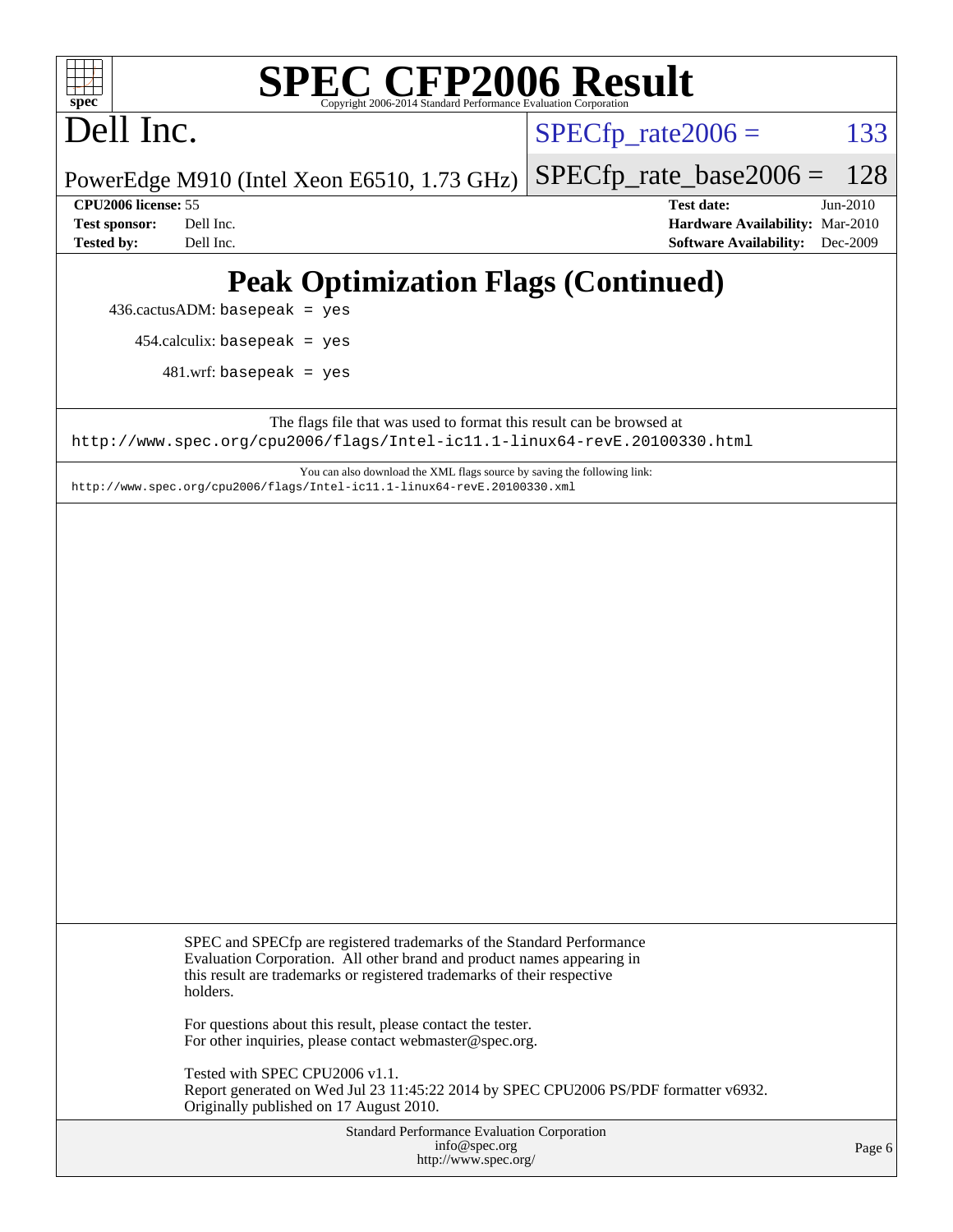# SPEC CFP2006 Result

Copyright 2006-2014 Standard Performance Evaluation Corporation

Dell Inc.

PowerEdge M910 (Intel Xeon E6510, 1.73 GHz)

SPECfp_rate2006 = 133

SPECfp_rate_base2006 = 128

**CPU2006 license:** 55
**Test sponsor:** Dell Inc.
**Tested by:** Dell Inc.

**Test date:** Jun-2010
**Hardware Availability:** Mar-2010
**Software Availability:** Dec-2009

## Peak Optimization Flags (Continued)

436.cactusADM: basepeak = yes

454.calculix: basepeak = yes

481.wrf: basepeak = yes

The flags file that was used to format this result can be browsed at
http://www.spec.org/cpu2006/flags/Intel-ic11.1-linux64-revE.20100330.html

You can also download the XML flags source by saving the following link:
http://www.spec.org/cpu2006/flags/Intel-ic11.1-linux64-revE.20100330.xml

SPEC and SPECfp are registered trademarks of the Standard Performance Evaluation Corporation. All other brand and product names appearing in this result are trademarks or registered trademarks of their respective holders.

For questions about this result, please contact the tester.
For other inquiries, please contact webmaster@spec.org.

Tested with SPEC CPU2006 v1.1.
Report generated on Wed Jul 23 11:45:22 2014 by SPEC CPU2006 PS/PDF formatter v6932.
Originally published on 17 August 2010.

Standard Performance Evaluation Corporation
info@spec.org
http://www.spec.org/